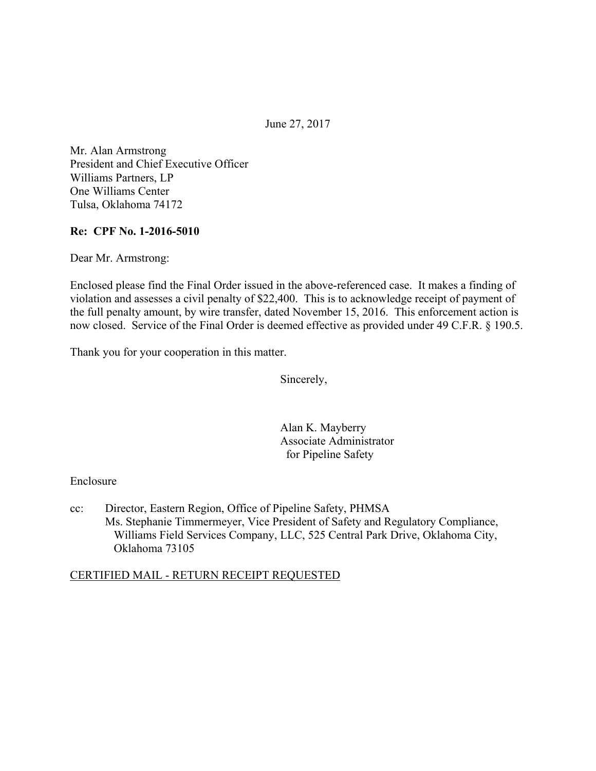June 27, 2017

Mr. Alan Armstrong
President and Chief Executive Officer
Williams Partners, LP
One Williams Center
Tulsa, Oklahoma 74172

**Re: CPF No. 1-2016-5010**

Dear Mr. Armstrong:

Enclosed please find the Final Order issued in the above-referenced case. It makes a finding of violation and assesses a civil penalty of $22,400. This is to acknowledge receipt of payment of the full penalty amount, by wire transfer, dated November 15, 2016. This enforcement action is now closed. Service of the Final Order is deemed effective as provided under 49 C.F.R. § 190.5.

Thank you for your cooperation in this matter.

Sincerely,

Alan K. Mayberry
Associate Administrator
for Pipeline Safety

Enclosure

cc: Director, Eastern Region, Office of Pipeline Safety, PHMSA
Ms. Stephanie Timmermeyer, Vice President of Safety and Regulatory Compliance, Williams Field Services Company, LLC, 525 Central Park Drive, Oklahoma City, Oklahoma 73105

CERTIFIED MAIL - RETURN RECEIPT REQUESTED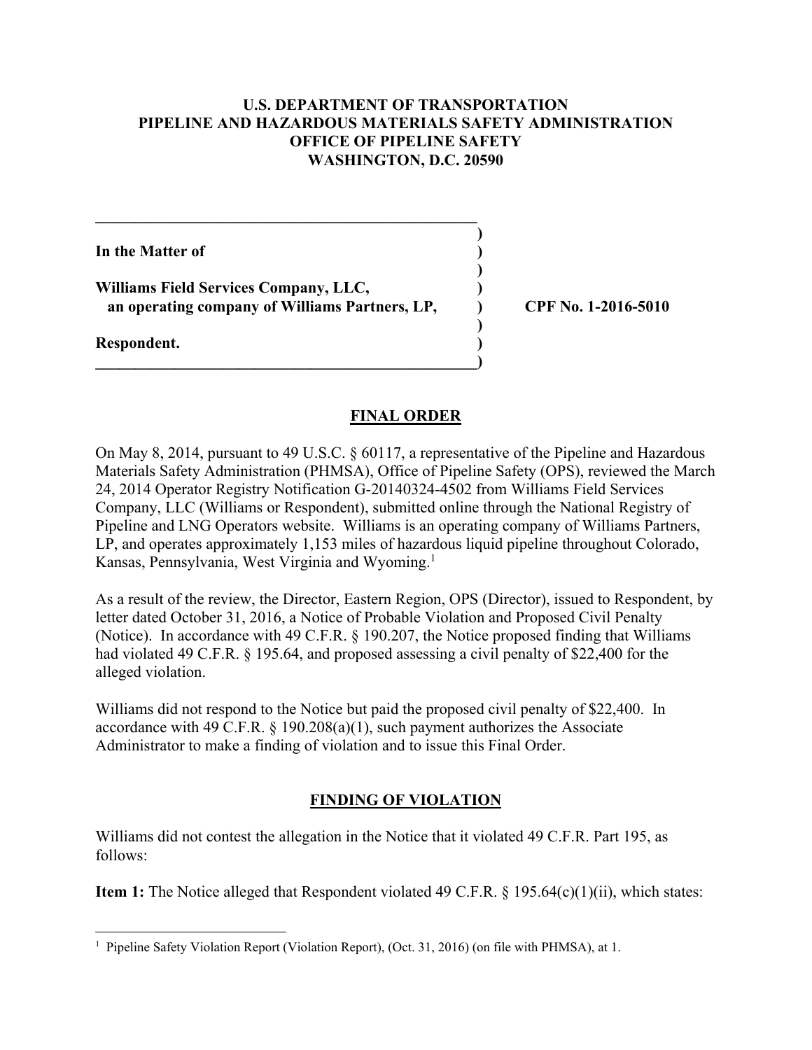**U.S. DEPARTMENT OF TRANSPORTATION**
**PIPELINE AND HAZARDOUS MATERIALS SAFETY ADMINISTRATION**
**OFFICE OF PIPELINE SAFETY**
**WASHINGTON, D.C. 20590**

| | | |
|---|---|---|
| **In the Matter of** | ) | |
| | ) | |
| **Williams Field Services Company, LLC,** | ) | |
| **an operating company of Williams Partners, LP,** | ) | **CPF No. 1-2016-5010** |
| | ) | |
| **Respondent.** | ) | |

## FINAL ORDER

On May 8, 2014, pursuant to 49 U.S.C. § 60117, a representative of the Pipeline and Hazardous Materials Safety Administration (PHMSA), Office of Pipeline Safety (OPS), reviewed the March 24, 2014 Operator Registry Notification G-20140324-4502 from Williams Field Services Company, LLC (Williams or Respondent), submitted online through the National Registry of Pipeline and LNG Operators website. Williams is an operating company of Williams Partners, LP, and operates approximately 1,153 miles of hazardous liquid pipeline throughout Colorado, Kansas, Pennsylvania, West Virginia and Wyoming.[1]

As a result of the review, the Director, Eastern Region, OPS (Director), issued to Respondent, by letter dated October 31, 2016, a Notice of Probable Violation and Proposed Civil Penalty (Notice). In accordance with 49 C.F.R. § 190.207, the Notice proposed finding that Williams had violated 49 C.F.R. § 195.64, and proposed assessing a civil penalty of $22,400 for the alleged violation.

Williams did not respond to the Notice but paid the proposed civil penalty of $22,400. In accordance with 49 C.F.R. § 190.208(a)(1), such payment authorizes the Associate Administrator to make a finding of violation and to issue this Final Order.

## FINDING OF VIOLATION

Williams did not contest the allegation in the Notice that it violated 49 C.F.R. Part 195, as follows:

**Item 1:** The Notice alleged that Respondent violated 49 C.F.R. § 195.64(c)(1)(ii), which states:

[1] Pipeline Safety Violation Report (Violation Report), (Oct. 31, 2016) (on file with PHMSA), at 1.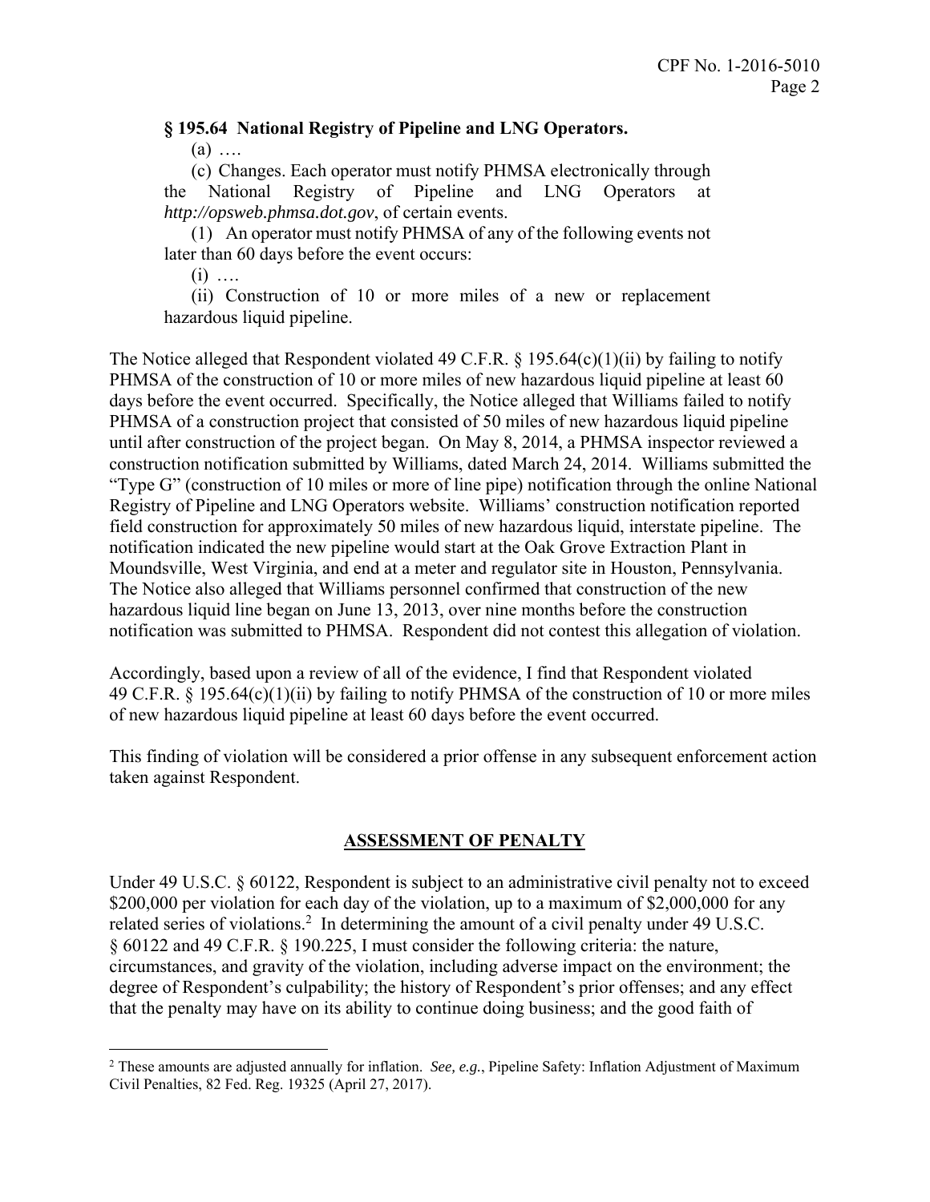**§ 195.64 National Registry of Pipeline and LNG Operators.**

(a) ….

(c) Changes. Each operator must notify PHMSA electronically through the National Registry of Pipeline and LNG Operators at *http://opsweb.phmsa.dot.gov*, of certain events.

(1) An operator must notify PHMSA of any of the following events not later than 60 days before the event occurs:

(i) ….

(ii) Construction of 10 or more miles of a new or replacement hazardous liquid pipeline.

The Notice alleged that Respondent violated 49 C.F.R. § 195.64(c)(1)(ii) by failing to notify PHMSA of the construction of 10 or more miles of new hazardous liquid pipeline at least 60 days before the event occurred. Specifically, the Notice alleged that Williams failed to notify PHMSA of a construction project that consisted of 50 miles of new hazardous liquid pipeline until after construction of the project began. On May 8, 2014, a PHMSA inspector reviewed a construction notification submitted by Williams, dated March 24, 2014. Williams submitted the "Type G" (construction of 10 miles or more of line pipe) notification through the online National Registry of Pipeline and LNG Operators website. Williams' construction notification reported field construction for approximately 50 miles of new hazardous liquid, interstate pipeline. The notification indicated the new pipeline would start at the Oak Grove Extraction Plant in Moundsville, West Virginia, and end at a meter and regulator site in Houston, Pennsylvania. The Notice also alleged that Williams personnel confirmed that construction of the new hazardous liquid line began on June 13, 2013, over nine months before the construction notification was submitted to PHMSA. Respondent did not contest this allegation of violation.

Accordingly, based upon a review of all of the evidence, I find that Respondent violated 49 C.F.R. § 195.64(c)(1)(ii) by failing to notify PHMSA of the construction of 10 or more miles of new hazardous liquid pipeline at least 60 days before the event occurred.

This finding of violation will be considered a prior offense in any subsequent enforcement action taken against Respondent.

## ASSESSMENT OF PENALTY

Under 49 U.S.C. § 60122, Respondent is subject to an administrative civil penalty not to exceed $200,000 per violation for each day of the violation, up to a maximum of $2,000,000 for any related series of violations.[2] In determining the amount of a civil penalty under 49 U.S.C. § 60122 and 49 C.F.R. § 190.225, I must consider the following criteria: the nature, circumstances, and gravity of the violation, including adverse impact on the environment; the degree of Respondent's culpability; the history of Respondent's prior offenses; and any effect that the penalty may have on its ability to continue doing business; and the good faith of

[2] These amounts are adjusted annually for inflation. *See, e.g.*, Pipeline Safety: Inflation Adjustment of Maximum Civil Penalties, 82 Fed. Reg. 19325 (April 27, 2017).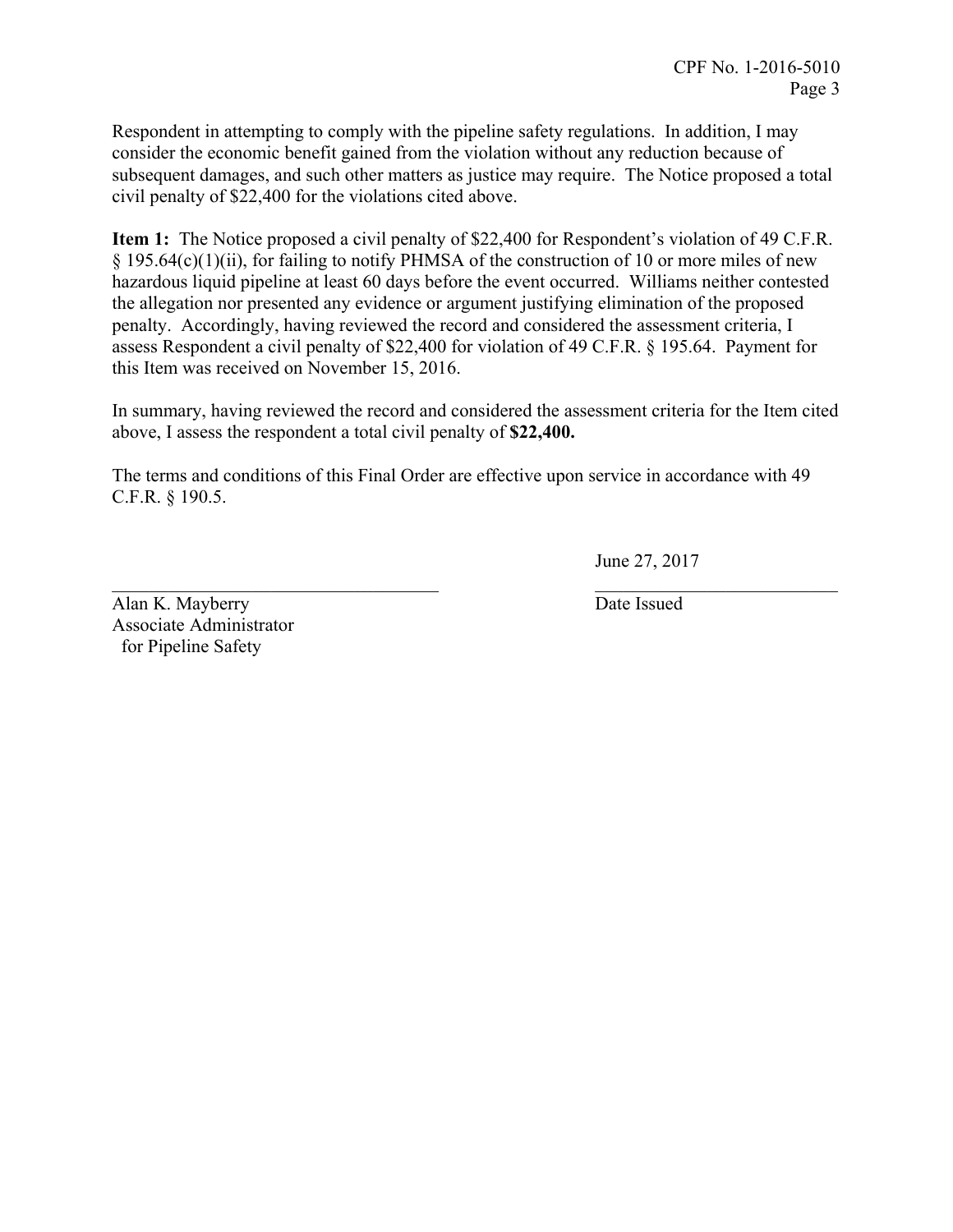Respondent in attempting to comply with the pipeline safety regulations. In addition, I may consider the economic benefit gained from the violation without any reduction because of subsequent damages, and such other matters as justice may require. The Notice proposed a total civil penalty of $22,400 for the violations cited above.

**Item 1:** The Notice proposed a civil penalty of $22,400 for Respondent's violation of 49 C.F.R. § 195.64(c)(1)(ii), for failing to notify PHMSA of the construction of 10 or more miles of new hazardous liquid pipeline at least 60 days before the event occurred. Williams neither contested the allegation nor presented any evidence or argument justifying elimination of the proposed penalty. Accordingly, having reviewed the record and considered the assessment criteria, I assess Respondent a civil penalty of $22,400 for violation of 49 C.F.R. § 195.64. Payment for this Item was received on November 15, 2016.

In summary, having reviewed the record and considered the assessment criteria for the Item cited above, I assess the respondent a total civil penalty of **$22,400.**

The terms and conditions of this Final Order are effective upon service in accordance with 49 C.F.R. § 190.5.

June 27, 2017

\_\_\_\_\_\_\_\_\_\_\_\_\_\_\_\_\_\_\_\_\_\_\_\_\_\_\_\_\_\_\_ \_\_\_\_\_\_\_\_\_\_\_\_\_\_\_\_\_\_\_\_\_\_\_\_

Alan K. Mayberry
Associate Administrator
for Pipeline Safety

Date Issued